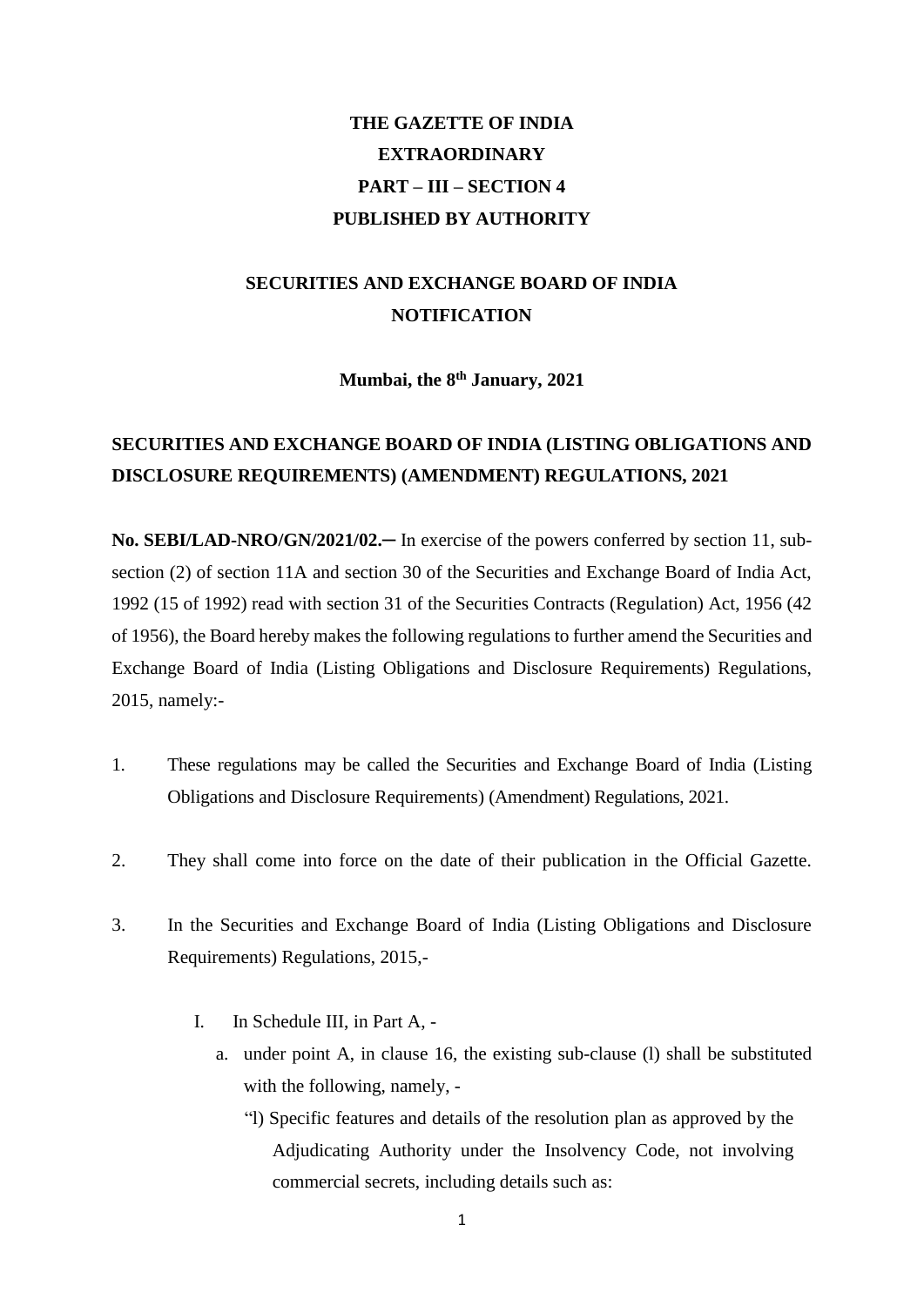**THE GAZETTE OF INDIA**
**EXTRAORDINARY**
**PART – III – SECTION 4**
**PUBLISHED BY AUTHORITY**

**SECURITIES AND EXCHANGE BOARD OF INDIA**
**NOTIFICATION**

**Mumbai, the 8th January, 2021**

**SECURITIES AND EXCHANGE BOARD OF INDIA (LISTING OBLIGATIONS AND DISCLOSURE REQUIREMENTS) (AMENDMENT) REGULATIONS, 2021**

**No. SEBI/LAD-NRO/GN/2021/02.**─ In exercise of the powers conferred by section 11, sub-section (2) of section 11A and section 30 of the Securities and Exchange Board of India Act, 1992 (15 of 1992) read with section 31 of the Securities Contracts (Regulation) Act, 1956 (42 of 1956), the Board hereby makes the following regulations to further amend the Securities and Exchange Board of India (Listing Obligations and Disclosure Requirements) Regulations, 2015, namely:-

1. These regulations may be called the Securities and Exchange Board of India (Listing Obligations and Disclosure Requirements) (Amendment) Regulations, 2021.

2. They shall come into force on the date of their publication in the Official Gazette.

3. In the Securities and Exchange Board of India (Listing Obligations and Disclosure Requirements) Regulations, 2015,-

    I. In Schedule III, in Part A, -

        a. under point A, in clause 16, the existing sub-clause (l) shall be substituted with the following, namely, -

            "l) Specific features and details of the resolution plan as approved by the Adjudicating Authority under the Insolvency Code, not involving commercial secrets, including details such as: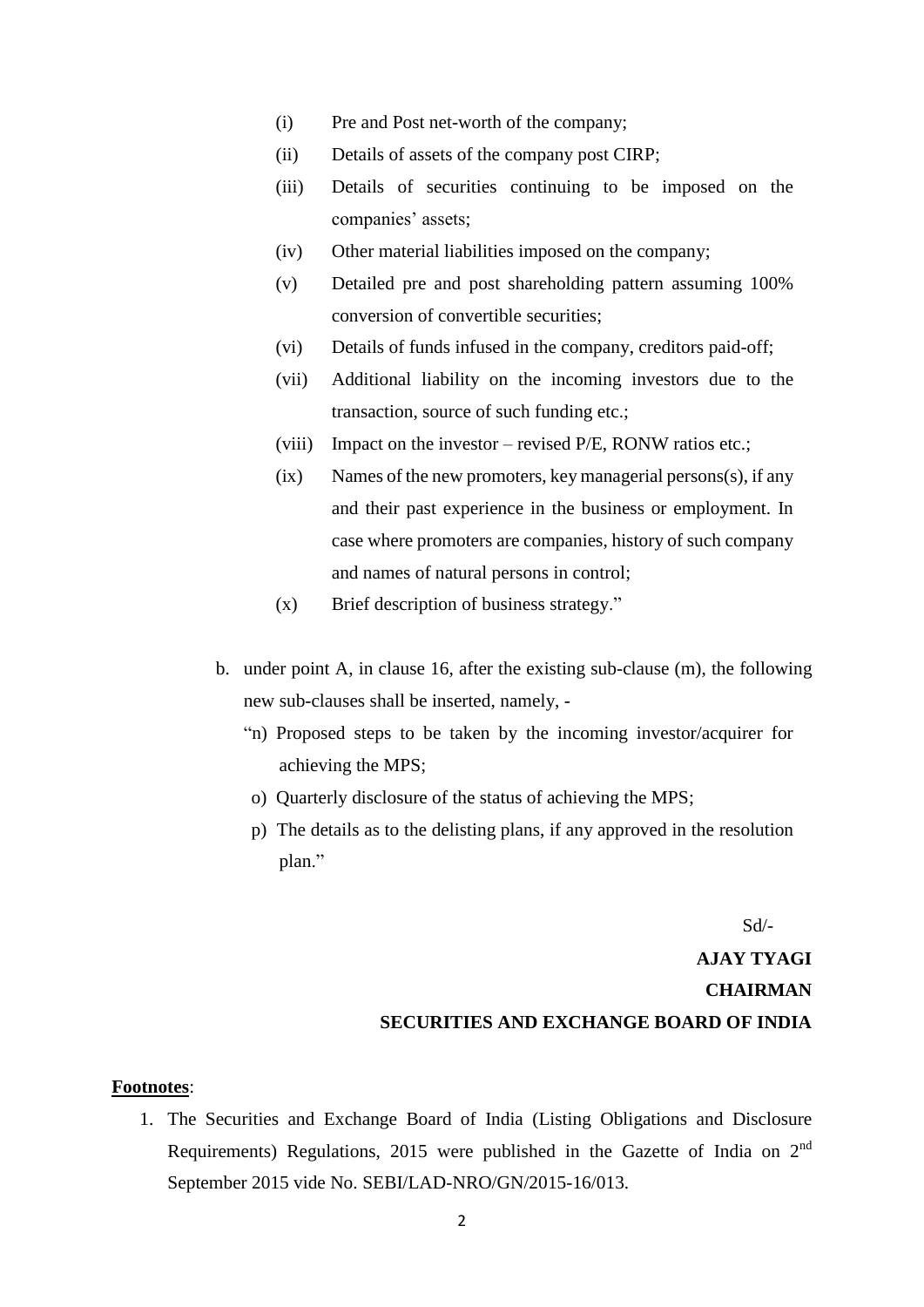(i) Pre and Post net-worth of the company;

(ii) Details of assets of the company post CIRP;

(iii) Details of securities continuing to be imposed on the companies' assets;

(iv) Other material liabilities imposed on the company;

(v) Detailed pre and post shareholding pattern assuming 100% conversion of convertible securities;

(vi) Details of funds infused in the company, creditors paid-off;

(vii) Additional liability on the incoming investors due to the transaction, source of such funding etc.;

(viii) Impact on the investor – revised P/E, RONW ratios etc.;

(ix) Names of the new promoters, key managerial persons(s), if any and their past experience in the business or employment. In case where promoters are companies, history of such company and names of natural persons in control;

(x) Brief description of business strategy."

b. under point A, in clause 16, after the existing sub-clause (m), the following new sub-clauses shall be inserted, namely, -

"n) Proposed steps to be taken by the incoming investor/acquirer for achieving the MPS;

o) Quarterly disclosure of the status of achieving the MPS;

p) The details as to the delisting plans, if any approved in the resolution plan."

Sd/-

**AJAY TYAGI**

**CHAIRMAN**

**SECURITIES AND EXCHANGE BOARD OF INDIA**

**Footnotes**:

1. The Securities and Exchange Board of India (Listing Obligations and Disclosure Requirements) Regulations, 2015 were published in the Gazette of India on 2nd September 2015 vide No. SEBI/LAD-NRO/GN/2015-16/013.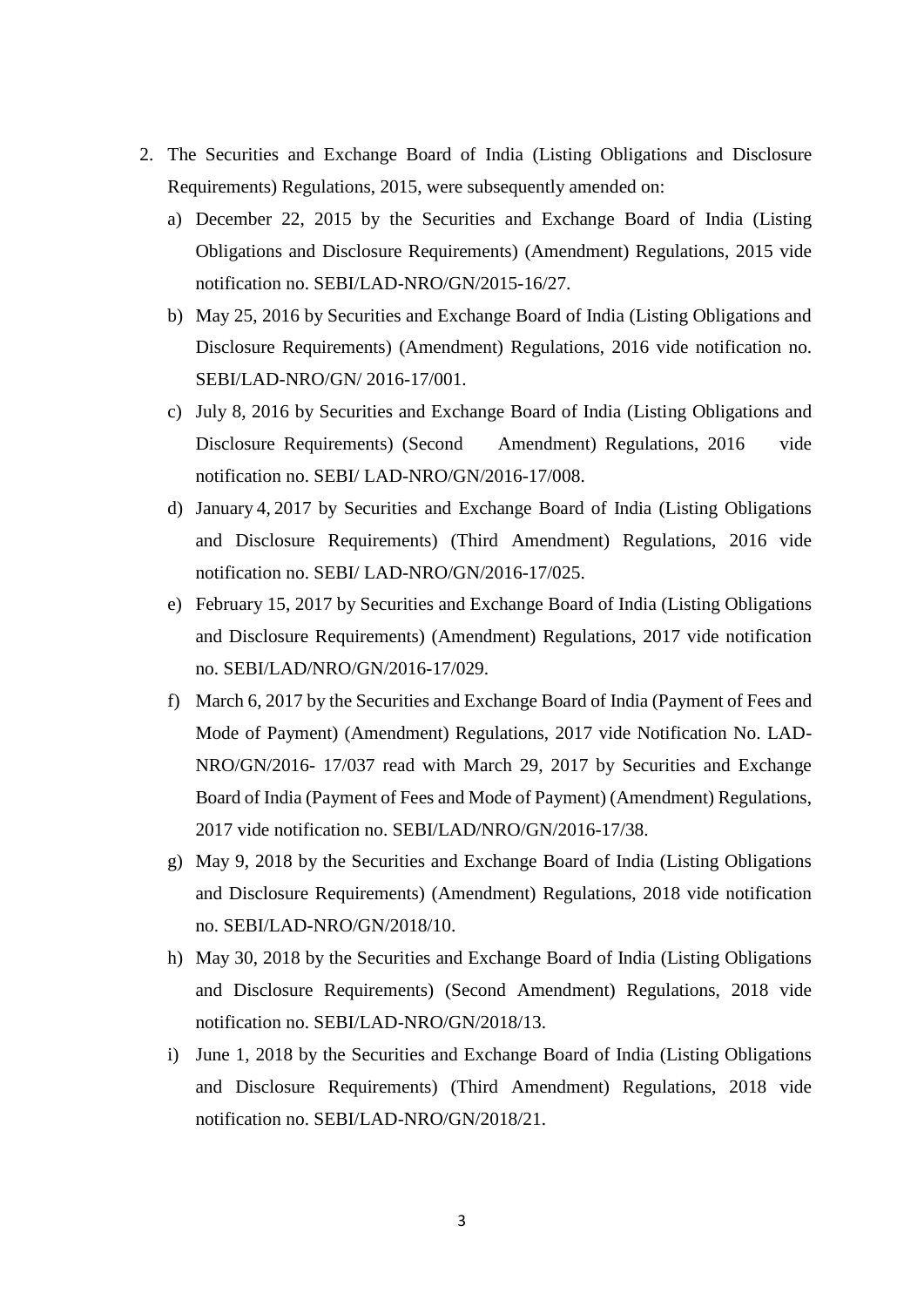2. The Securities and Exchange Board of India (Listing Obligations and Disclosure Requirements) Regulations, 2015, were subsequently amended on:

   a) December 22, 2015 by the Securities and Exchange Board of India (Listing Obligations and Disclosure Requirements) (Amendment) Regulations, 2015 vide notification no. SEBI/LAD-NRO/GN/2015-16/27.

   b) May 25, 2016 by Securities and Exchange Board of India (Listing Obligations and Disclosure Requirements) (Amendment) Regulations, 2016 vide notification no. SEBI/LAD-NRO/GN/ 2016-17/001.

   c) July 8, 2016 by Securities and Exchange Board of India (Listing Obligations and Disclosure Requirements) (Second Amendment) Regulations, 2016 vide notification no. SEBI/ LAD-NRO/GN/2016-17/008.

   d) January 4, 2017 by Securities and Exchange Board of India (Listing Obligations and Disclosure Requirements) (Third Amendment) Regulations, 2016 vide notification no. SEBI/ LAD-NRO/GN/2016-17/025.

   e) February 15, 2017 by Securities and Exchange Board of India (Listing Obligations and Disclosure Requirements) (Amendment) Regulations, 2017 vide notification no. SEBI/LAD/NRO/GN/2016-17/029.

   f) March 6, 2017 by the Securities and Exchange Board of India (Payment of Fees and Mode of Payment) (Amendment) Regulations, 2017 vide Notification No. LAD-NRO/GN/2016- 17/037 read with March 29, 2017 by Securities and Exchange Board of India (Payment of Fees and Mode of Payment) (Amendment) Regulations, 2017 vide notification no. SEBI/LAD/NRO/GN/2016-17/38.

   g) May 9, 2018 by the Securities and Exchange Board of India (Listing Obligations and Disclosure Requirements) (Amendment) Regulations, 2018 vide notification no. SEBI/LAD-NRO/GN/2018/10.

   h) May 30, 2018 by the Securities and Exchange Board of India (Listing Obligations and Disclosure Requirements) (Second Amendment) Regulations, 2018 vide notification no. SEBI/LAD-NRO/GN/2018/13.

   i) June 1, 2018 by the Securities and Exchange Board of India (Listing Obligations and Disclosure Requirements) (Third Amendment) Regulations, 2018 vide notification no. SEBI/LAD-NRO/GN/2018/21.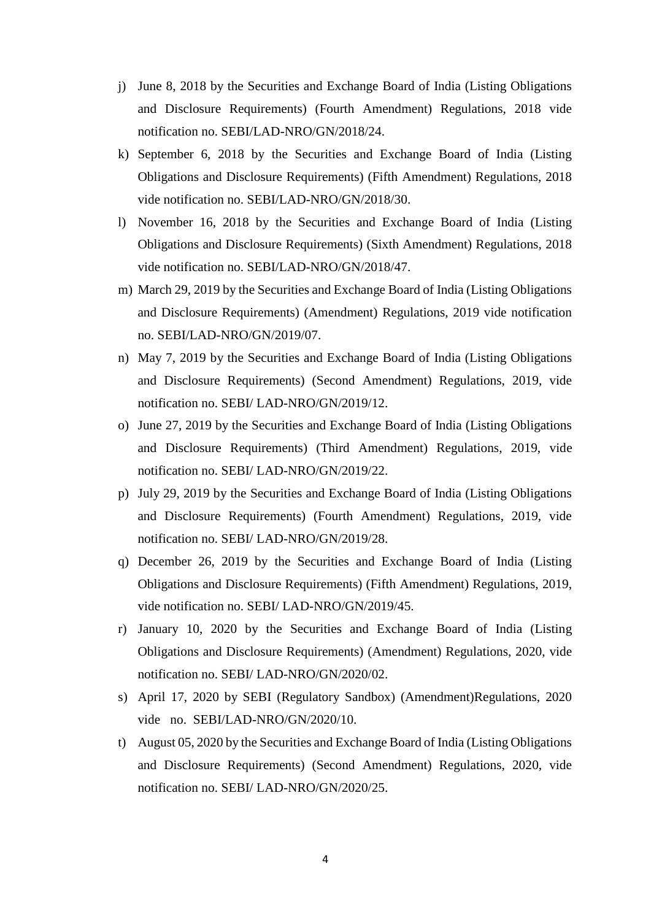j) June 8, 2018 by the Securities and Exchange Board of India (Listing Obligations and Disclosure Requirements) (Fourth Amendment) Regulations, 2018 vide notification no. SEBI/LAD-NRO/GN/2018/24.

k) September 6, 2018 by the Securities and Exchange Board of India (Listing Obligations and Disclosure Requirements) (Fifth Amendment) Regulations, 2018 vide notification no. SEBI/LAD-NRO/GN/2018/30.

l) November 16, 2018 by the Securities and Exchange Board of India (Listing Obligations and Disclosure Requirements) (Sixth Amendment) Regulations, 2018 vide notification no. SEBI/LAD-NRO/GN/2018/47.

m) March 29, 2019 by the Securities and Exchange Board of India (Listing Obligations and Disclosure Requirements) (Amendment) Regulations, 2019 vide notification no. SEBI/LAD-NRO/GN/2019/07.

n) May 7, 2019 by the Securities and Exchange Board of India (Listing Obligations and Disclosure Requirements) (Second Amendment) Regulations, 2019, vide notification no. SEBI/ LAD-NRO/GN/2019/12.

o) June 27, 2019 by the Securities and Exchange Board of India (Listing Obligations and Disclosure Requirements) (Third Amendment) Regulations, 2019, vide notification no. SEBI/ LAD-NRO/GN/2019/22.

p) July 29, 2019 by the Securities and Exchange Board of India (Listing Obligations and Disclosure Requirements) (Fourth Amendment) Regulations, 2019, vide notification no. SEBI/ LAD-NRO/GN/2019/28.

q) December 26, 2019 by the Securities and Exchange Board of India (Listing Obligations and Disclosure Requirements) (Fifth Amendment) Regulations, 2019, vide notification no. SEBI/ LAD-NRO/GN/2019/45.

r) January 10, 2020 by the Securities and Exchange Board of India (Listing Obligations and Disclosure Requirements) (Amendment) Regulations, 2020, vide notification no. SEBI/ LAD-NRO/GN/2020/02.

s) April 17, 2020 by SEBI (Regulatory Sandbox) (Amendment)Regulations, 2020 vide no. SEBI/LAD-NRO/GN/2020/10.

t) August 05, 2020 by the Securities and Exchange Board of India (Listing Obligations and Disclosure Requirements) (Second Amendment) Regulations, 2020, vide notification no. SEBI/ LAD-NRO/GN/2020/25.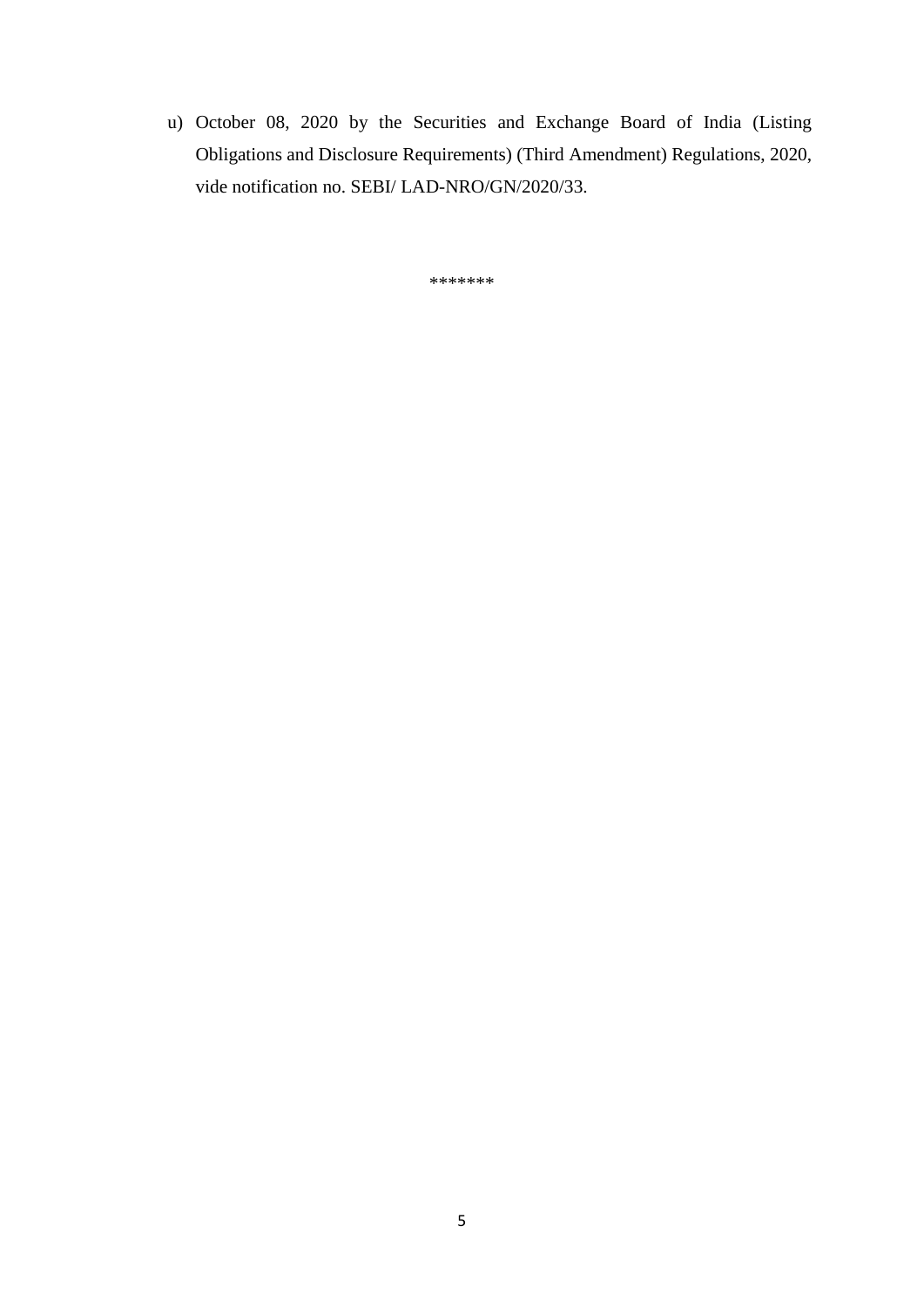u) October 08, 2020 by the Securities and Exchange Board of India (Listing Obligations and Disclosure Requirements) (Third Amendment) Regulations, 2020, vide notification no. SEBI/ LAD-NRO/GN/2020/33.

*******